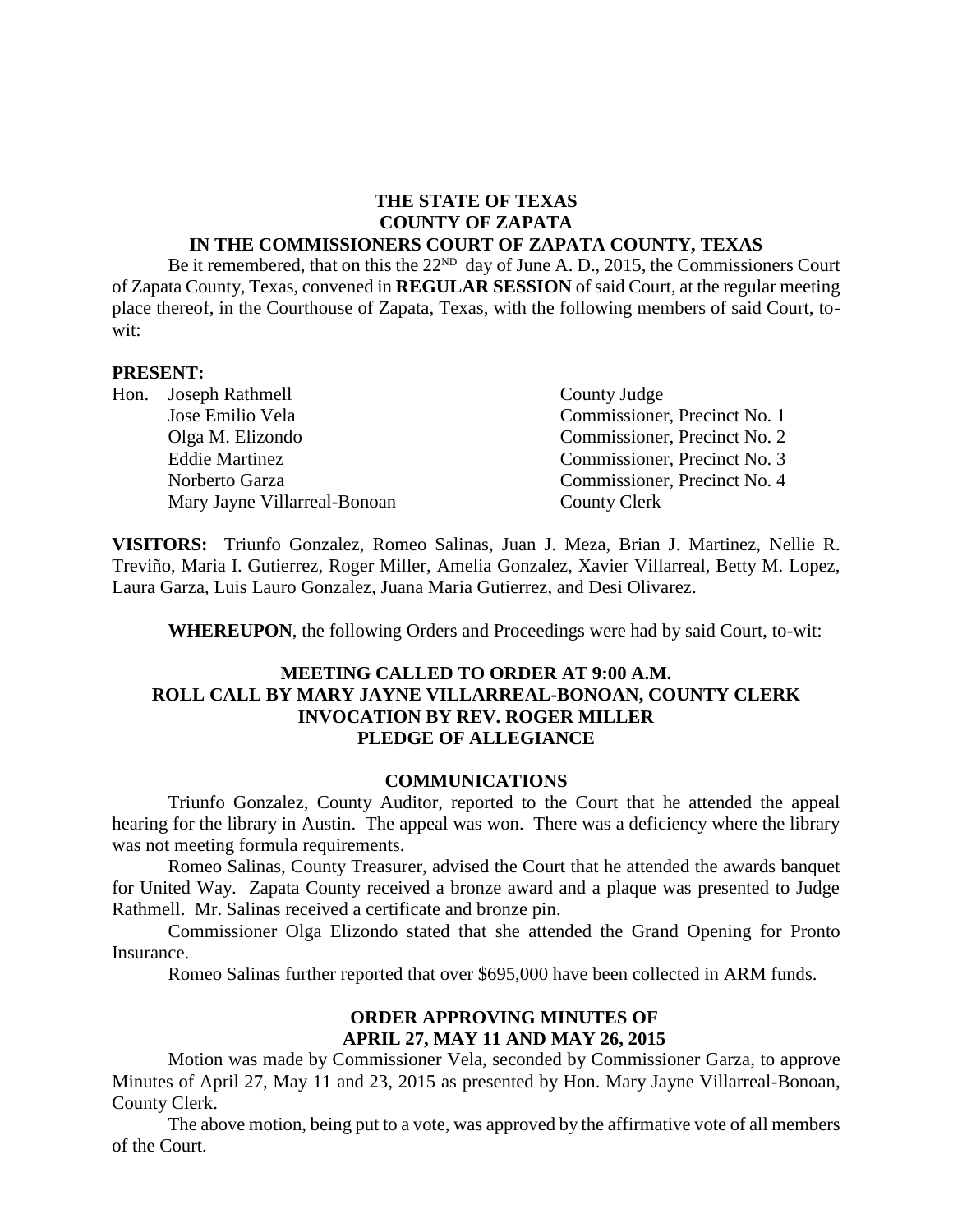**THE STATE OF TEXAS**
**COUNTY OF ZAPATA**
**IN THE COMMISSIONERS COURT OF ZAPATA COUNTY, TEXAS**

Be it remembered, that on this the 22[ND] day of June A. D., 2015, the Commissioners Court of Zapata County, Texas, convened in **REGULAR SESSION** of said Court, at the regular meeting place thereof, in the Courthouse of Zapata, Texas, with the following members of said Court, to-wit:

**PRESENT:**

| | | |
|---|---|---|
| Hon. | Joseph Rathmell | County Judge |
| | Jose Emilio Vela | Commissioner, Precinct No. 1 |
| | Olga M. Elizondo | Commissioner, Precinct No. 2 |
| | Eddie Martinez | Commissioner, Precinct No. 3 |
| | Norberto Garza | Commissioner, Precinct No. 4 |
| | Mary Jayne Villarreal-Bonoan | County Clerk |

**VISITORS:** Triunfo Gonzalez, Romeo Salinas, Juan J. Meza, Brian J. Martinez, Nellie R. Treviño, Maria I. Gutierrez, Roger Miller, Amelia Gonzalez, Xavier Villarreal, Betty M. Lopez, Laura Garza, Luis Lauro Gonzalez, Juana Maria Gutierrez, and Desi Olivarez.

**WHEREUPON**, the following Orders and Proceedings were had by said Court, to-wit:

**MEETING CALLED TO ORDER AT 9:00 A.M.**
**ROLL CALL BY MARY JAYNE VILLARREAL-BONOAN, COUNTY CLERK**
**INVOCATION BY REV. ROGER MILLER**
**PLEDGE OF ALLEGIANCE**

**COMMUNICATIONS**

Triunfo Gonzalez, County Auditor, reported to the Court that he attended the appeal hearing for the library in Austin. The appeal was won. There was a deficiency where the library was not meeting formula requirements.

Romeo Salinas, County Treasurer, advised the Court that he attended the awards banquet for United Way. Zapata County received a bronze award and a plaque was presented to Judge Rathmell. Mr. Salinas received a certificate and bronze pin.

Commissioner Olga Elizondo stated that she attended the Grand Opening for Pronto Insurance.

Romeo Salinas further reported that over $695,000 have been collected in ARM funds.

**ORDER APPROVING MINUTES OF**
**APRIL 27, MAY 11 AND MAY 26, 2015**

Motion was made by Commissioner Vela, seconded by Commissioner Garza, to approve Minutes of April 27, May 11 and 23, 2015 as presented by Hon. Mary Jayne Villarreal-Bonoan, County Clerk.

The above motion, being put to a vote, was approved by the affirmative vote of all members of the Court.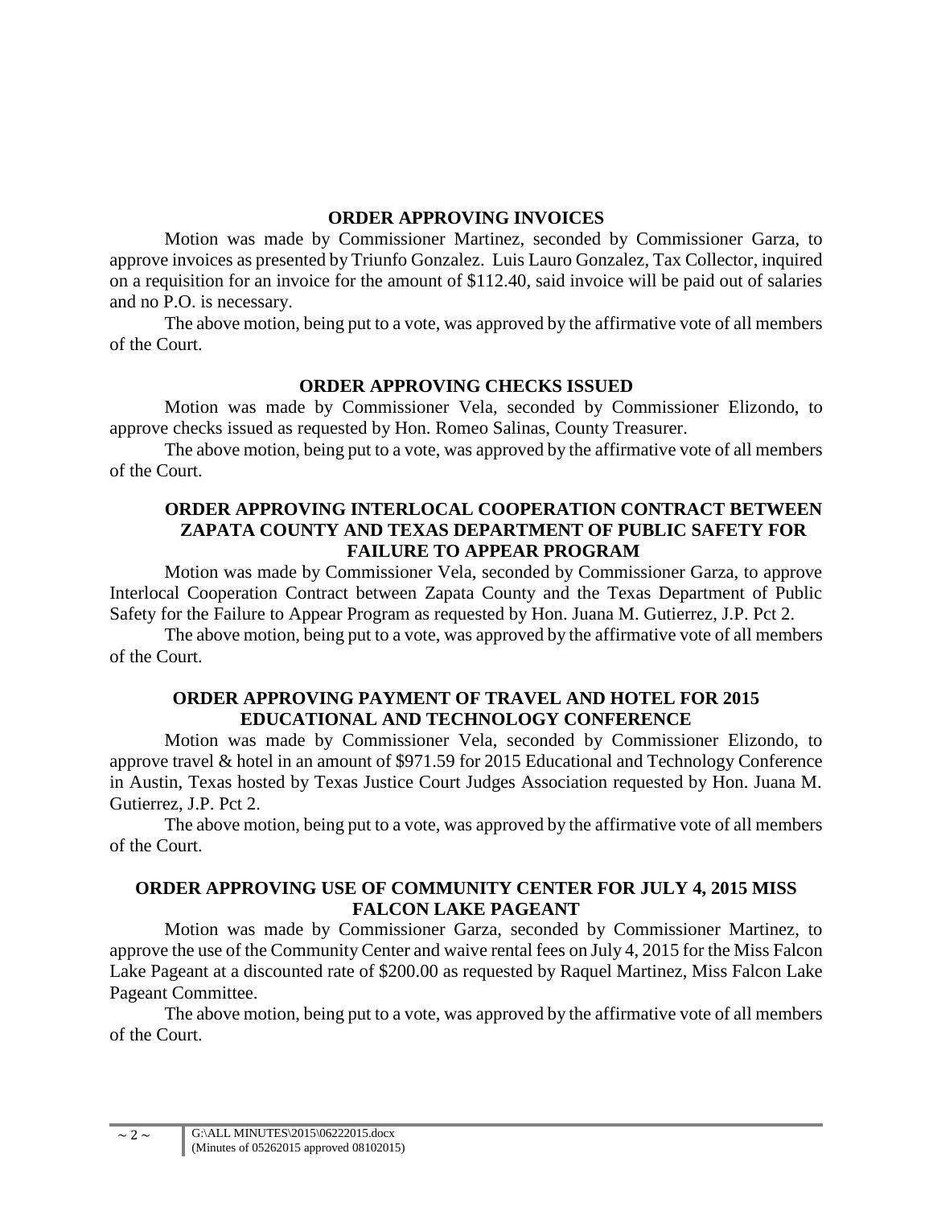### ORDER APPROVING INVOICES

Motion was made by Commissioner Martinez, seconded by Commissioner Garza, to approve invoices as presented by Triunfo Gonzalez. Luis Lauro Gonzalez, Tax Collector, inquired on a requisition for an invoice for the amount of $112.40, said invoice will be paid out of salaries and no P.O. is necessary.

The above motion, being put to a vote, was approved by the affirmative vote of all members of the Court.

### ORDER APPROVING CHECKS ISSUED

Motion was made by Commissioner Vela, seconded by Commissioner Elizondo, to approve checks issued as requested by Hon. Romeo Salinas, County Treasurer.

The above motion, being put to a vote, was approved by the affirmative vote of all members of the Court.

### ORDER APPROVING INTERLOCAL COOPERATION CONTRACT BETWEEN ZAPATA COUNTY AND TEXAS DEPARTMENT OF PUBLIC SAFETY FOR FAILURE TO APPEAR PROGRAM

Motion was made by Commissioner Vela, seconded by Commissioner Garza, to approve Interlocal Cooperation Contract between Zapata County and the Texas Department of Public Safety for the Failure to Appear Program as requested by Hon. Juana M. Gutierrez, J.P. Pct 2.

The above motion, being put to a vote, was approved by the affirmative vote of all members of the Court.

### ORDER APPROVING PAYMENT OF TRAVEL AND HOTEL FOR 2015 EDUCATIONAL AND TECHNOLOGY CONFERENCE

Motion was made by Commissioner Vela, seconded by Commissioner Elizondo, to approve travel & hotel in an amount of $971.59 for 2015 Educational and Technology Conference in Austin, Texas hosted by Texas Justice Court Judges Association requested by Hon. Juana M. Gutierrez, J.P. Pct 2.

The above motion, being put to a vote, was approved by the affirmative vote of all members of the Court.

### ORDER APPROVING USE OF COMMUNITY CENTER FOR JULY 4, 2015 MISS FALCON LAKE PAGEANT

Motion was made by Commissioner Garza, seconded by Commissioner Martinez, to approve the use of the Community Center and waive rental fees on July 4, 2015 for the Miss Falcon Lake Pageant at a discounted rate of $200.00 as requested by Raquel Martinez, Miss Falcon Lake Pageant Committee.

The above motion, being put to a vote, was approved by the affirmative vote of all members of the Court.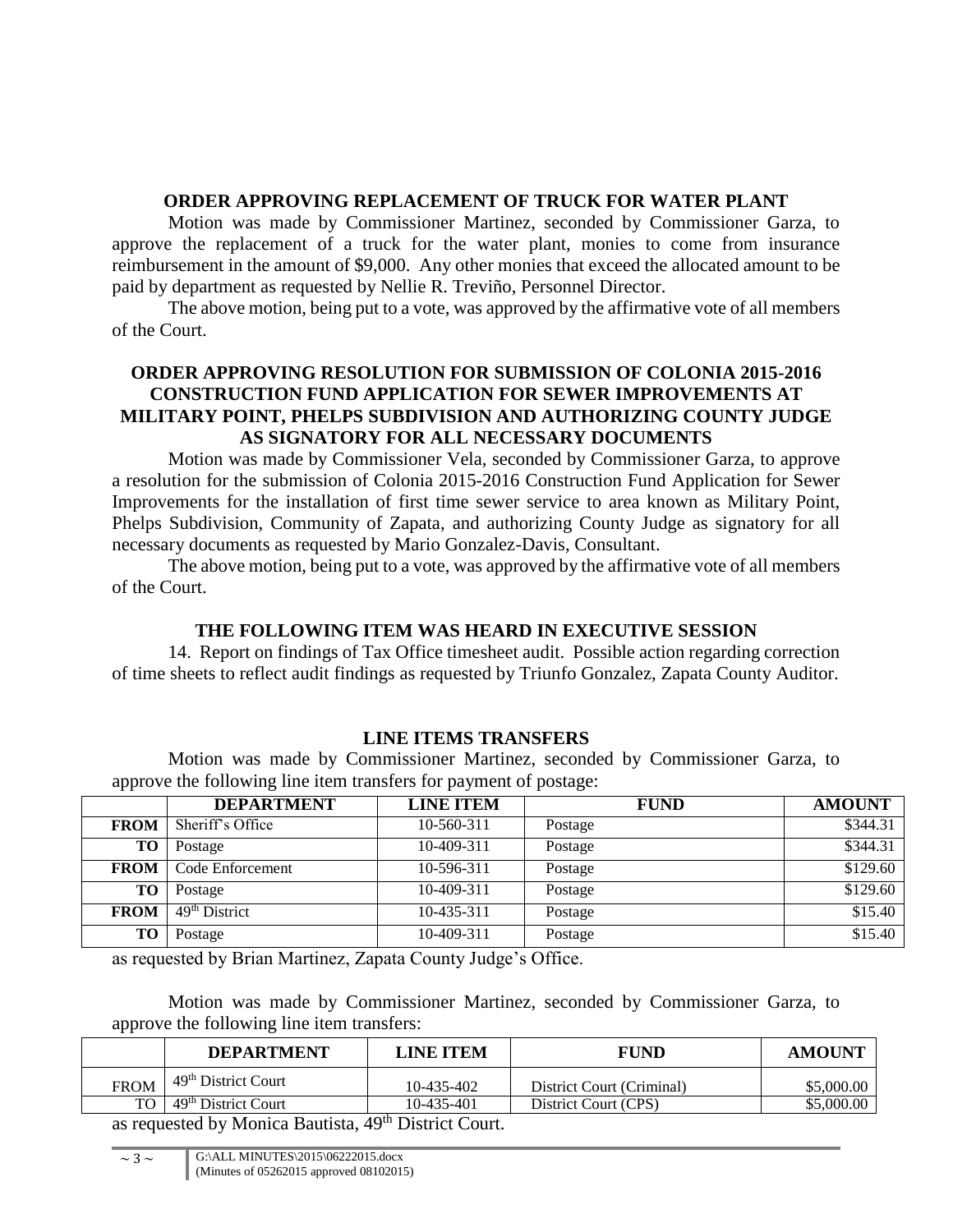### ORDER APPROVING REPLACEMENT OF TRUCK FOR WATER PLANT

Motion was made by Commissioner Martinez, seconded by Commissioner Garza, to approve the replacement of a truck for the water plant, monies to come from insurance reimbursement in the amount of $9,000. Any other monies that exceed the allocated amount to be paid by department as requested by Nellie R. Treviño, Personnel Director.

The above motion, being put to a vote, was approved by the affirmative vote of all members of the Court.

### ORDER APPROVING RESOLUTION FOR SUBMISSION OF COLONIA 2015-2016 CONSTRUCTION FUND APPLICATION FOR SEWER IMPROVEMENTS AT MILITARY POINT, PHELPS SUBDIVISION AND AUTHORIZING COUNTY JUDGE AS SIGNATORY FOR ALL NECESSARY DOCUMENTS

Motion was made by Commissioner Vela, seconded by Commissioner Garza, to approve a resolution for the submission of Colonia 2015-2016 Construction Fund Application for Sewer Improvements for the installation of first time sewer service to area known as Military Point, Phelps Subdivision, Community of Zapata, and authorizing County Judge as signatory for all necessary documents as requested by Mario Gonzalez-Davis, Consultant.

The above motion, being put to a vote, was approved by the affirmative vote of all members of the Court.

### THE FOLLOWING ITEM WAS HEARD IN EXECUTIVE SESSION

14. Report on findings of Tax Office timesheet audit. Possible action regarding correction of time sheets to reflect audit findings as requested by Triunfo Gonzalez, Zapata County Auditor.

### LINE ITEMS TRANSFERS

Motion was made by Commissioner Martinez, seconded by Commissioner Garza, to approve the following line item transfers for payment of postage:

| | DEPARTMENT | LINE ITEM | FUND | AMOUNT |
|---|---|---|---|---|
| FROM | Sheriff's Office | 10-560-311 | Postage | $344.31 |
| TO | Postage | 10-409-311 | Postage | $344.31 |
| FROM | Code Enforcement | 10-596-311 | Postage | $129.60 |
| TO | Postage | 10-409-311 | Postage | $129.60 |
| FROM | 49th District | 10-435-311 | Postage | $15.40 |
| TO | Postage | 10-409-311 | Postage | $15.40 |

as requested by Brian Martinez, Zapata County Judge's Office.

Motion was made by Commissioner Martinez, seconded by Commissioner Garza, to approve the following line item transfers:

| | DEPARTMENT | LINE ITEM | FUND | AMOUNT |
|---|---|---|---|---|
| FROM | 49th District Court | 10-435-402 | District Court (Criminal) | $5,000.00 |
| TO | 49th District Court | 10-435-401 | District Court (CPS) | $5,000.00 |

as requested by Monica Bautista, 49th District Court.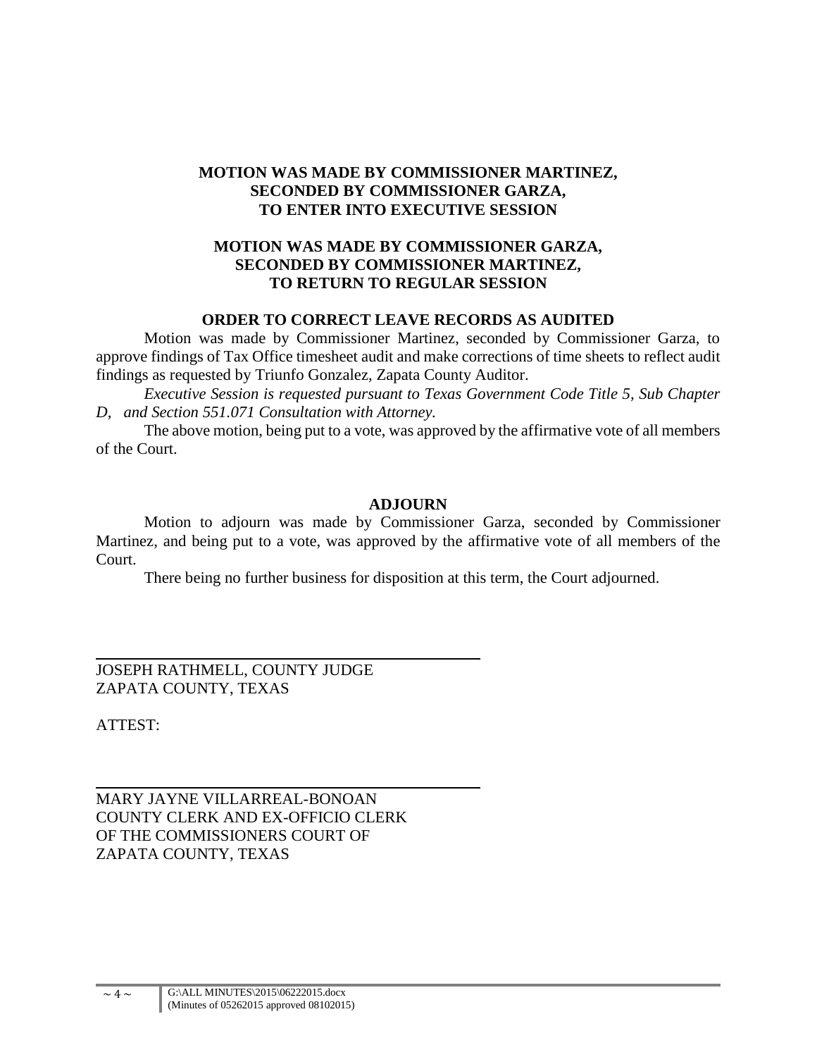**MOTION WAS MADE BY COMMISSIONER MARTINEZ, SECONDED BY COMMISSIONER GARZA, TO ENTER INTO EXECUTIVE SESSION**

**MOTION WAS MADE BY COMMISSIONER GARZA, SECONDED BY COMMISSIONER MARTINEZ, TO RETURN TO REGULAR SESSION**

**ORDER TO CORRECT LEAVE RECORDS AS AUDITED**

Motion was made by Commissioner Martinez, seconded by Commissioner Garza, to approve findings of Tax Office timesheet audit and make corrections of time sheets to reflect audit findings as requested by Triunfo Gonzalez, Zapata County Auditor.

*Executive Session is requested pursuant to Texas Government Code Title 5, Sub Chapter D, and Section 551.071 Consultation with Attorney.*

The above motion, being put to a vote, was approved by the affirmative vote of all members of the Court.

**ADJOURN**

Motion to adjourn was made by Commissioner Garza, seconded by Commissioner Martinez, and being put to a vote, was approved by the affirmative vote of all members of the Court.

There being no further business for disposition at this term, the Court adjourned.

JOSEPH RATHMELL, COUNTY JUDGE
ZAPATA COUNTY, TEXAS

ATTEST:

MARY JAYNE VILLARREAL-BONOAN
COUNTY CLERK AND EX-OFFICIO CLERK
OF THE COMMISSIONERS COURT OF
ZAPATA COUNTY, TEXAS

G:\ALL MINUTES\2015\06222015.docx
(Minutes of 05262015 approved 08102015)